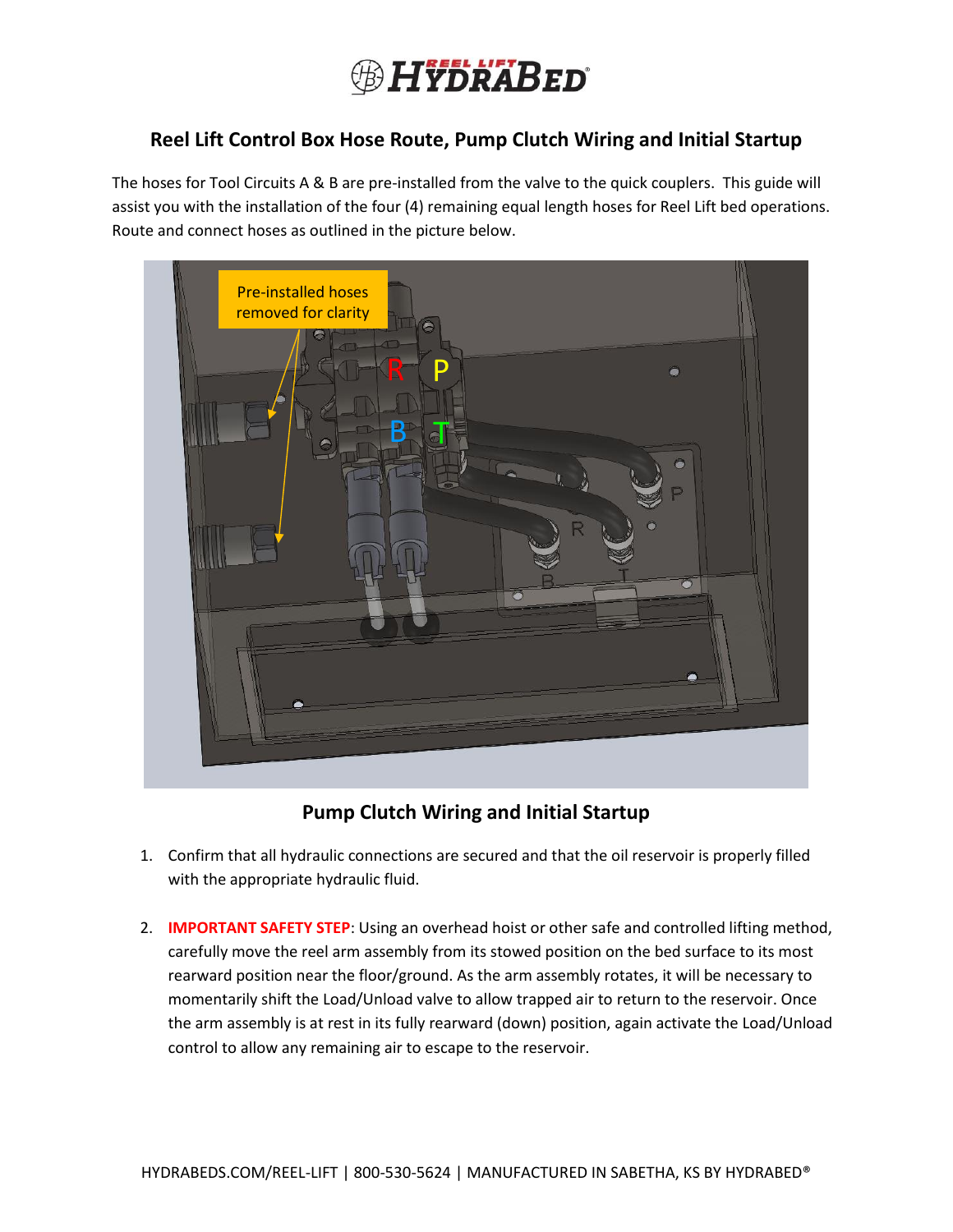# Reel Lift Control Box Hose Route, Pump Clutch Wiring and Initial Startup

The hoses for Tool Circuits A & B are pre-installed from the valve to the quick couplers. This guide will assist you with the installation of the four (4) remaining equal length hoses for Reel Lift bed operations. Route and connect hoses as outlined in the picture below.

## Pump Clutch Wiring and Initial Startup

1. Confirm that all hydraulic connections are secured and that the oil reservoir is properly filled with the appropriate hydraulic fluid.

2. **IMPORTANT SAFETY STEP**: Using an overhead hoist or other safe and controlled lifting method, carefully move the reel arm assembly from its stowed position on the bed surface to its most rearward position near the floor/ground. As the arm assembly rotates, it will be necessary to momentarily shift the Load/Unload valve to allow trapped air to return to the reservoir. Once the arm assembly is at rest in its fully rearward (down) position, again activate the Load/Unload control to allow any remaining air to escape to the reservoir.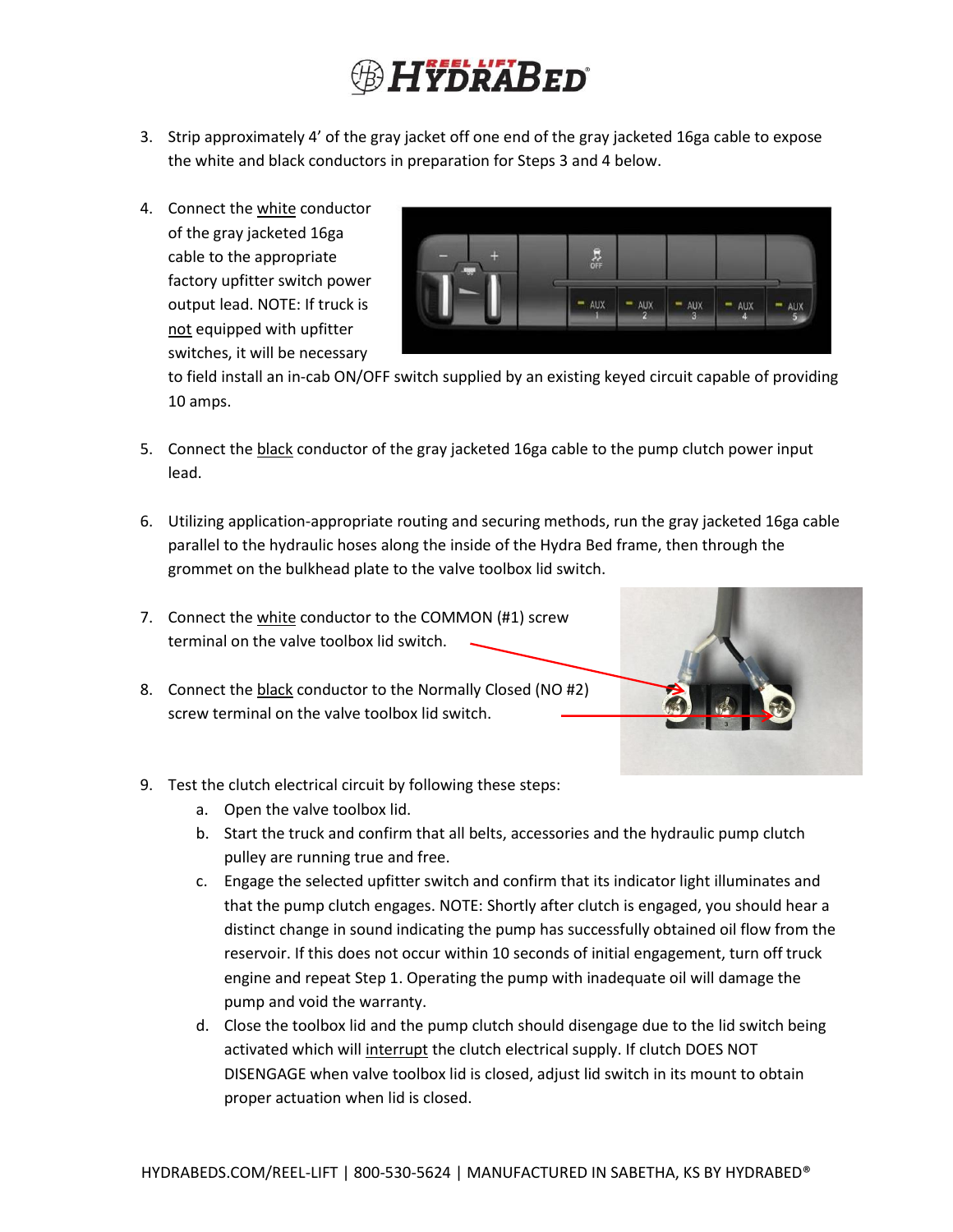3. Strip approximately 4' of the gray jacket off one end of the gray jacketed 16ga cable to expose the white and black conductors in preparation for Steps 3 and 4 below.

4. Connect the white conductor of the gray jacketed 16ga cable to the appropriate factory upfitter switch power output lead. NOTE: If truck is not equipped with upfitter switches, it will be necessary to field install an in-cab ON/OFF switch supplied by an existing keyed circuit capable of providing 10 amps.

5. Connect the black conductor of the gray jacketed 16ga cable to the pump clutch power input lead.

6. Utilizing application-appropriate routing and securing methods, run the gray jacketed 16ga cable parallel to the hydraulic hoses along the inside of the Hydra Bed frame, then through the grommet on the bulkhead plate to the valve toolbox lid switch.

7. Connect the white conductor to the COMMON (#1) screw terminal on the valve toolbox lid switch.

8. Connect the black conductor to the Normally Closed (NO #2) screw terminal on the valve toolbox lid switch.

9. Test the clutch electrical circuit by following these steps:
   a. Open the valve toolbox lid.
   b. Start the truck and confirm that all belts, accessories and the hydraulic pump clutch pulley are running true and free.
   c. Engage the selected upfitter switch and confirm that its indicator light illuminates and that the pump clutch engages. NOTE: Shortly after clutch is engaged, you should hear a distinct change in sound indicating the pump has successfully obtained oil flow from the reservoir. If this does not occur within 10 seconds of initial engagement, turn off truck engine and repeat Step 1. Operating the pump with inadequate oil will damage the pump and void the warranty.
   d. Close the toolbox lid and the pump clutch should disengage due to the lid switch being activated which will interrupt the clutch electrical supply. If clutch DOES NOT DISENGAGE when valve toolbox lid is closed, adjust lid switch in its mount to obtain proper actuation when lid is closed.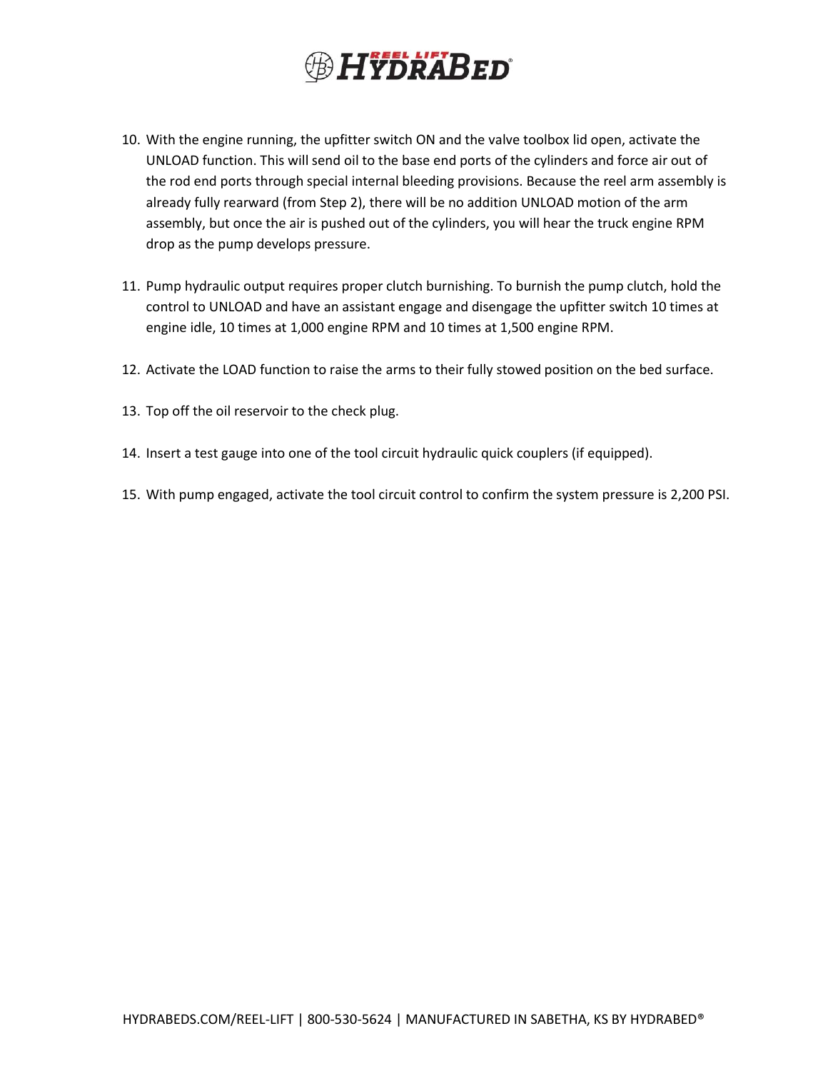10. With the engine running, the upfitter switch ON and the valve toolbox lid open, activate the UNLOAD function. This will send oil to the base end ports of the cylinders and force air out of the rod end ports through special internal bleeding provisions. Because the reel arm assembly is already fully rearward (from Step 2), there will be no addition UNLOAD motion of the arm assembly, but once the air is pushed out of the cylinders, you will hear the truck engine RPM drop as the pump develops pressure.

11. Pump hydraulic output requires proper clutch burnishing. To burnish the pump clutch, hold the control to UNLOAD and have an assistant engage and disengage the upfitter switch 10 times at engine idle, 10 times at 1,000 engine RPM and 10 times at 1,500 engine RPM.

12. Activate the LOAD function to raise the arms to their fully stowed position on the bed surface.

13. Top off the oil reservoir to the check plug.

14. Insert a test gauge into one of the tool circuit hydraulic quick couplers (if equipped).

15. With pump engaged, activate the tool circuit control to confirm the system pressure is 2,200 PSI.